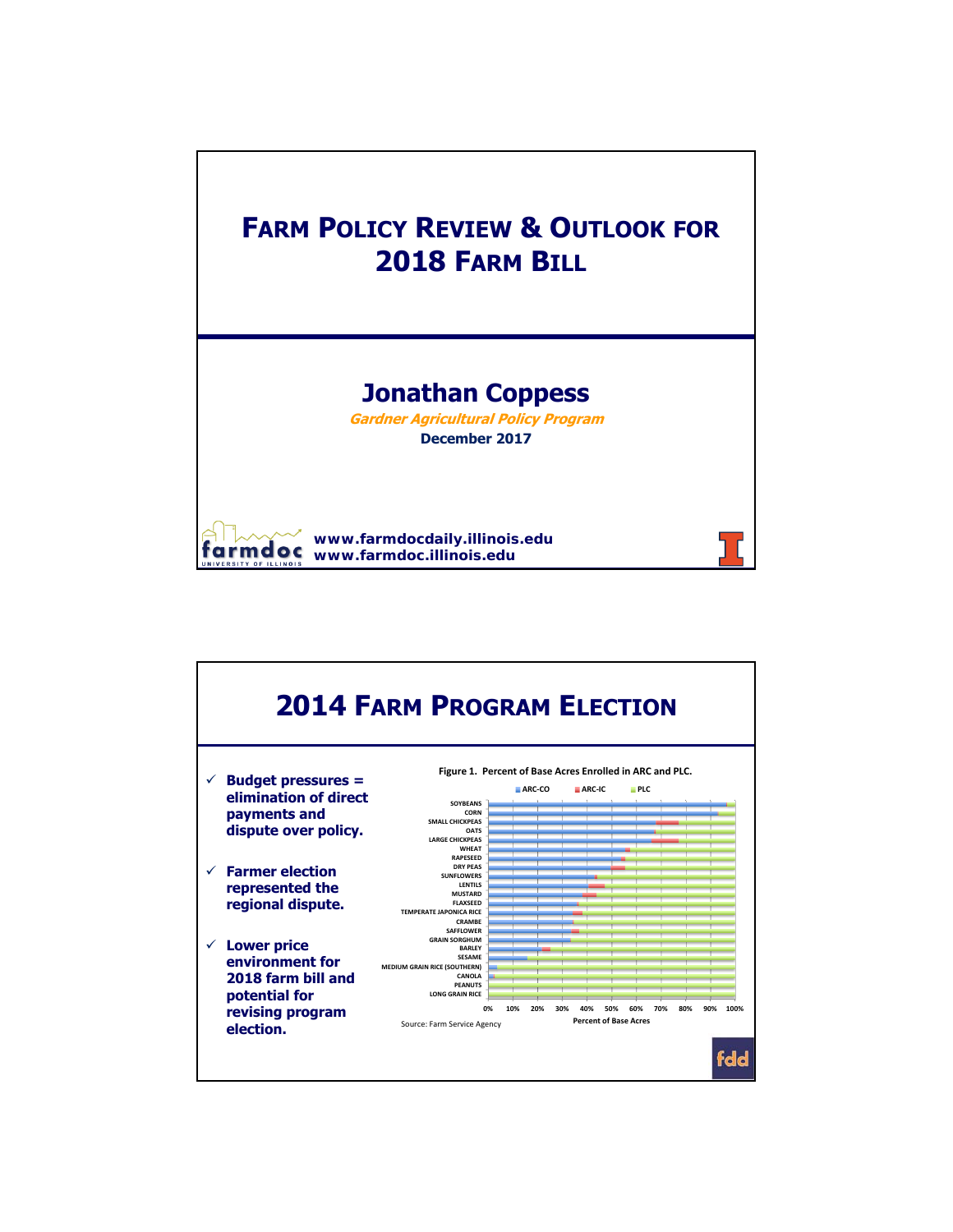# FARM POLICY REVIEW & OUTLOOK FOR 2018 FARM BILL

## Jonathan Coppess

***Gardner Agricultural Policy Program***

**December 2017**

**www.farmdocdaily.illinois.edu**
**www.farmdoc.illinois.edu**

# 2014 FARM PROGRAM ELECTION

- ✓ **Budget pressures = elimination of direct payments and dispute over policy.**
- ✓ **Farmer election represented the regional dispute.**
- ✓ **Lower price environment for 2018 farm bill and potential for revising program election.**

**Figure 1. Percent of Base Acres Enrolled in ARC and PLC.**

ARC-CO | ARC-IC | PLC

SOYBEANS, CORN, SMALL CHICKPEAS, OATS, LARGE CHICKPEAS, WHEAT, RAPESEED, DRY PEAS, SUNFLOWERS, LENTILS, MUSTARD, FLAXSEED, TEMPERATE JAPONICA RICE, CRAMBE, SAFFLOWER, GRAIN SORGHUM, BARLEY, SESAME, MEDIUM GRAIN RICE (SOUTHERN), CANOLA, PEANUTS, LONG GRAIN RICE

0% 10% 20% 30% 40% 50% 60% 70% 80% 90% 100%

Percent of Base Acres

Source: Farm Service Agency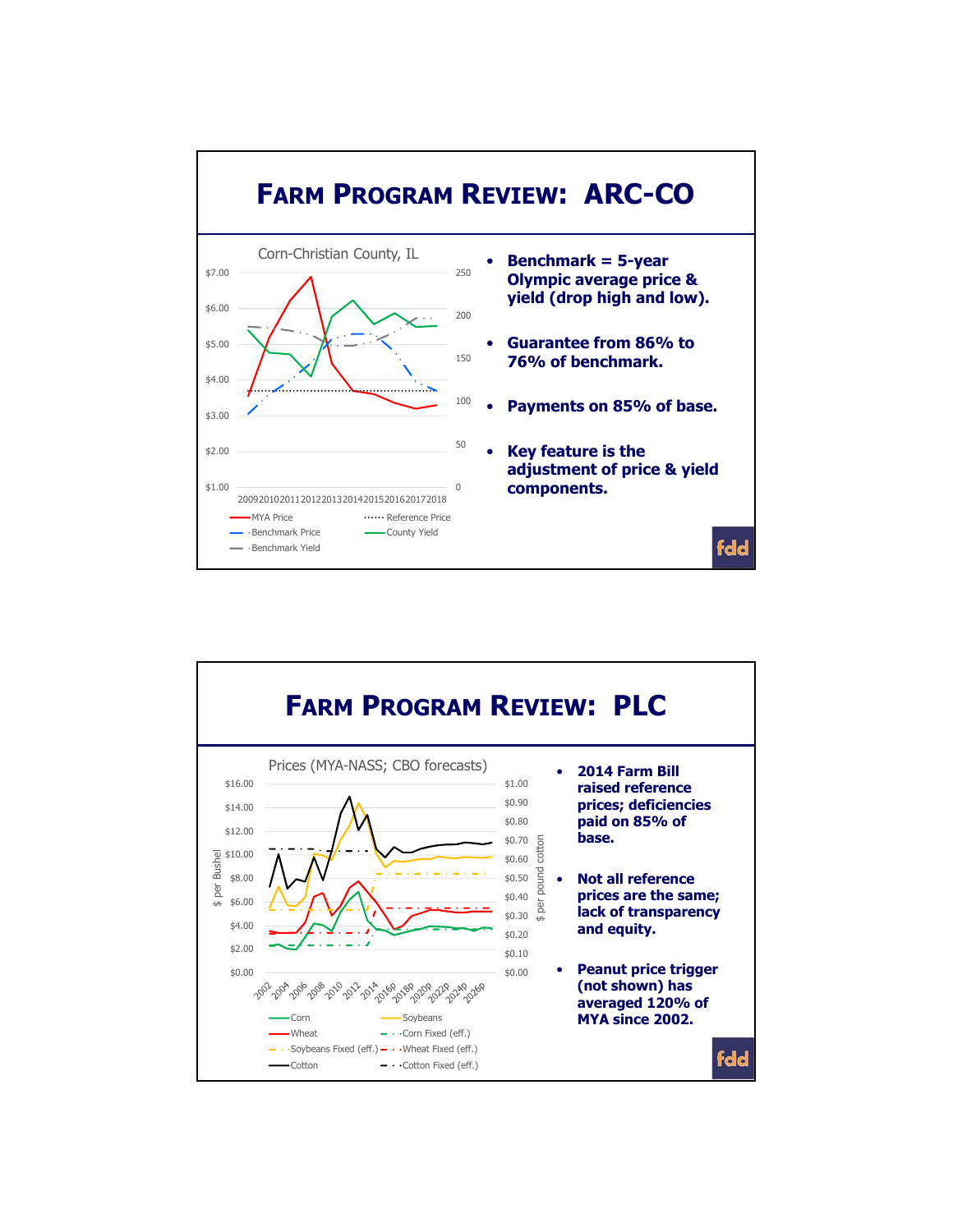# Farm Program Review: ARC-CO

Corn-Christian County, IL

- **Benchmark = 5-year Olympic average price & yield (drop high and low).**
- **Guarantee from 86% to 76% of benchmark.**
- **Payments on 85% of base.**
- **Key feature is the adjustment of price & yield components.**

# Farm Program Review: PLC

Prices (MYA-NASS; CBO forecasts)

- **2014 Farm Bill raised reference prices; deficiencies paid on 85% of base.**
- **Not all reference prices are the same; lack of transparency and equity.**
- **Peanut price trigger (not shown) has averaged 120% of MYA since 2002.**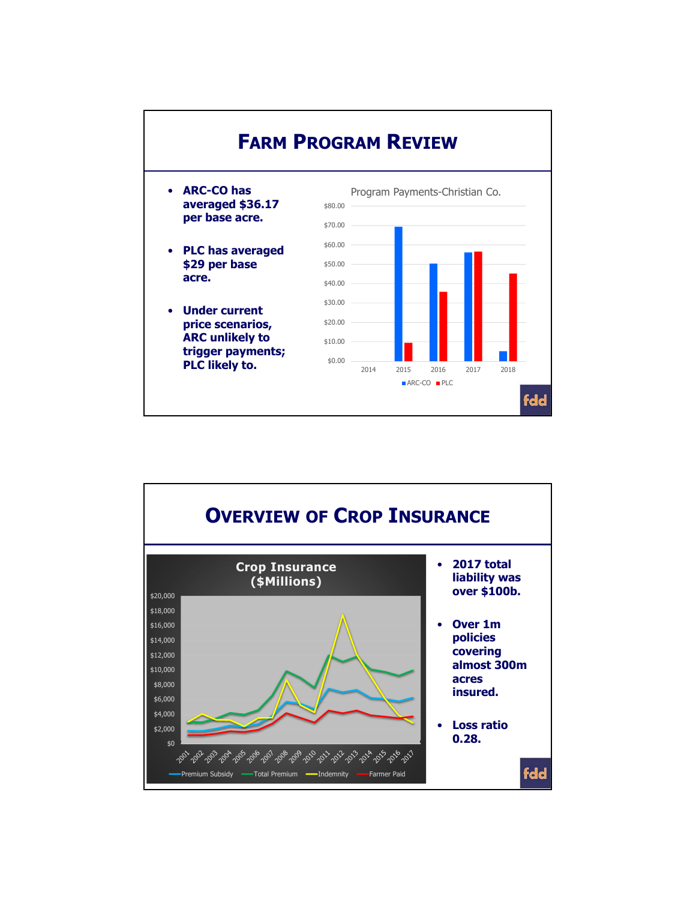# Farm Program Review

- **ARC-CO has averaged $36.17 per base acre.**
- **PLC has averaged $29 per base acre.**
- **Under current price scenarios, ARC unlikely to trigger payments; PLC likely to.**

Program Payments-Christian Co.

# Overview of Crop Insurance

Crop Insurance ($Millions)

- **2017 total liability was over $100b.**
- **Over 1m policies covering almost 300m acres insured.**
- **Loss ratio 0.28.**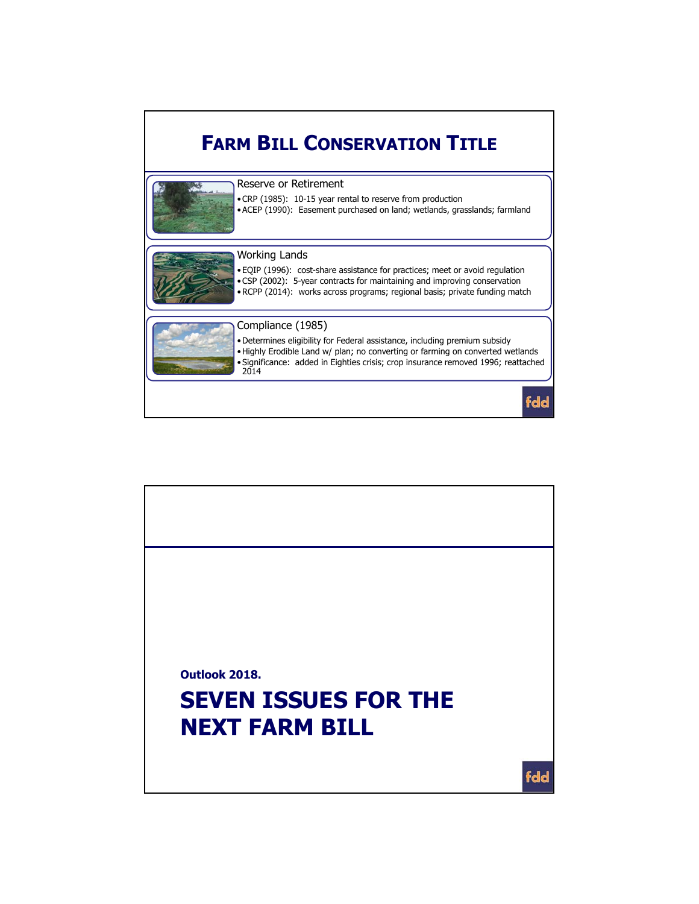# Farm Bill Conservation Title

## Reserve or Retirement

- CRP (1985): 10-15 year rental to reserve from production
- ACEP (1990): Easement purchased on land; wetlands, grasslands; farmland

## Working Lands

- EQIP (1996): cost-share assistance for practices; meet or avoid regulation
- CSP (2002): 5-year contracts for maintaining and improving conservation
- RCPP (2014): works across programs; regional basis; private funding match

## Compliance (1985)

- Determines eligibility for Federal assistance, including premium subsidy
- Highly Erodible Land w/ plan; no converting or farming on converted wetlands
- Significance: added in Eighties crisis; crop insurance removed 1996; reattached 2014

---

**Outlook 2018.**

# SEVEN ISSUES FOR THE NEXT FARM BILL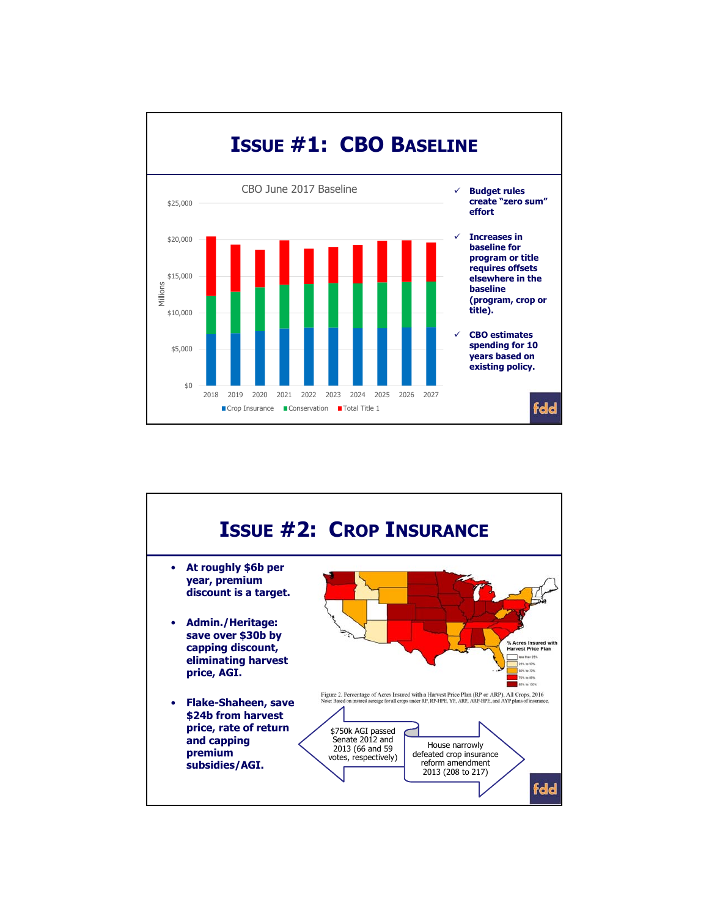# Issue #1: CBO Baseline

CBO June 2017 Baseline

$25,000
$20,000
$15,000
$10,000
$5,000
$0

Millions

2018 2019 2020 2021 2022 2023 2024 2025 2026 2027

Crop Insurance · Conservation · Total Title 1

- ✓ Budget rules create "zero sum" effort
- ✓ Increases in baseline for program or title requires offsets elsewhere in the baseline (program, crop or title).
- ✓ CBO estimates spending for 10 years based on existing policy.

fdd

# Issue #2: Crop Insurance

- **At roughly $6b per year, premium discount is a target.**
- **Admin./Heritage: save over $30b by capping discount, eliminating harvest price, AGI.**
- **Flake-Shaheen, save $24b from harvest price, rate of return and capping premium subsidies/AGI.**

% Acres Insured with Harvest Price Plan

less than 25% · 25% to 50% · 50% to 70% · 70% to 85% · 85% to 100%

Figure 2. Percentage of Acres Insured with a Harvest Price Plan (RP or ARP), All Crops, 2016
Note: Based on insured acreage for all crops under RP, RP-HPE, YP, ARP, ARP-HPE, and AYP plans of insurance.

$750k AGI passed Senate 2012 and 2013 (66 and 59 votes, respectively)

House narrowly defeated crop insurance reform amendment 2013 (208 to 217)

fdd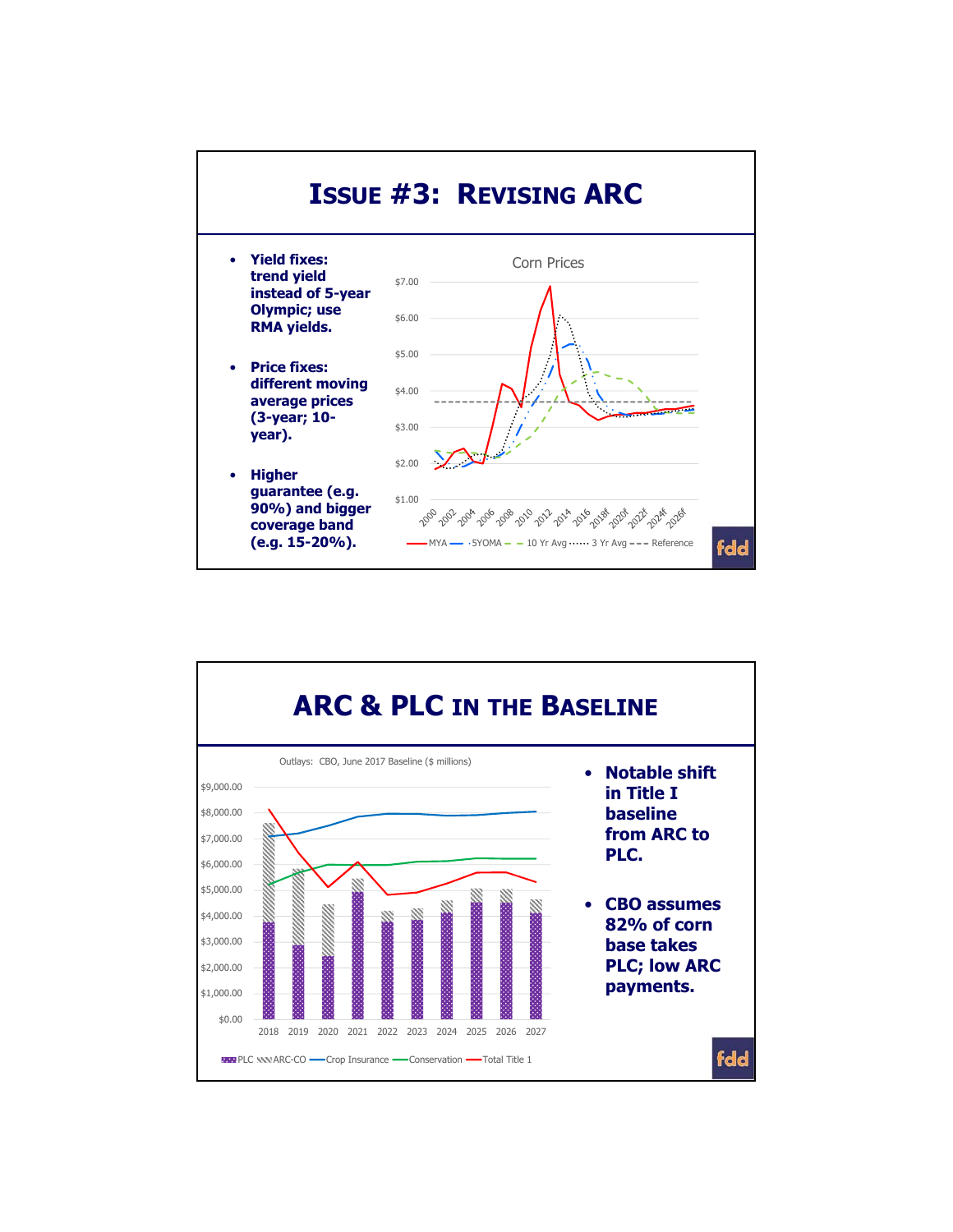# Issue #3: Revising ARC

- **Yield fixes: trend yield instead of 5-year Olympic; use RMA yields.**
- **Price fixes: different moving average prices (3-year; 10-year).**
- **Higher guarantee (e.g. 90%) and bigger coverage band (e.g. 15-20%).**

Corn Prices

$7.00
$6.00
$5.00
$4.00
$3.00
$2.00
$1.00

2000 2002 2004 2006 2008 2010 2012 2014 2016 2018f 2020f 2022f 2024f 2026f

MYA — 5YOMA — 10 Yr Avg — 3 Yr Avg — Reference

fdd

# ARC & PLC in the Baseline

Outlays: CBO, June 2017 Baseline ($ millions)

$9,000.00
$8,000.00
$7,000.00
$6,000.00
$5,000.00
$4,000.00
$3,000.00
$2,000.00
$1,000.00
$0.00

2018 2019 2020 2021 2022 2023 2024 2025 2026 2027

PLC ARC-CO Crop Insurance Conservation Total Title 1

- **Notable shift in Title I baseline from ARC to PLC.**
- **CBO assumes 82% of corn base takes PLC; low ARC payments.**

fdd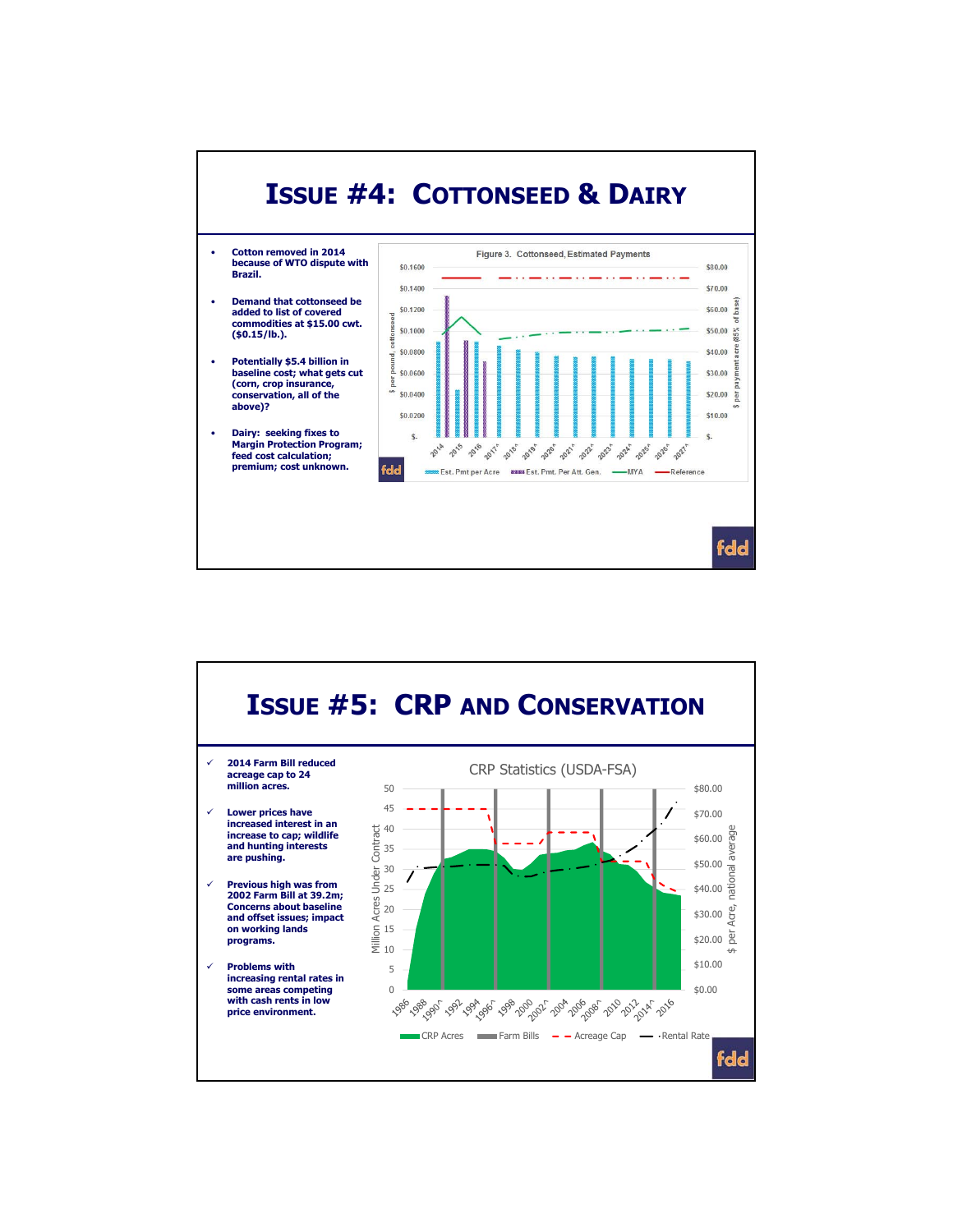# Issue #4: Cottonseed & Dairy

- Cotton removed in 2014 because of WTO dispute with Brazil.
- Demand that cottonseed be added to list of covered commodities at $15.00 cwt. ($0.15/lb.).
- Potentially $5.4 billion in baseline cost; what gets cut (corn, crop insurance, conservation, all of the above)?
- Dairy: seeking fixes to Margin Protection Program; feed cost calculation; premium; cost unknown.

Figure 3. Cottonseed, Estimated Payments

# Issue #5: CRP and Conservation

- ✓ 2014 Farm Bill reduced acreage cap to 24 million acres.
- ✓ Lower prices have increased interest in an increase to cap; wildlife and hunting interests are pushing.
- ✓ Previous high was from 2002 Farm Bill at 39.2m; Concerns about baseline and offset issues; impact on working lands programs.
- ✓ Problems with increasing rental rates in some areas competing with cash rents in low price environment.

CRP Statistics (USDA-FSA)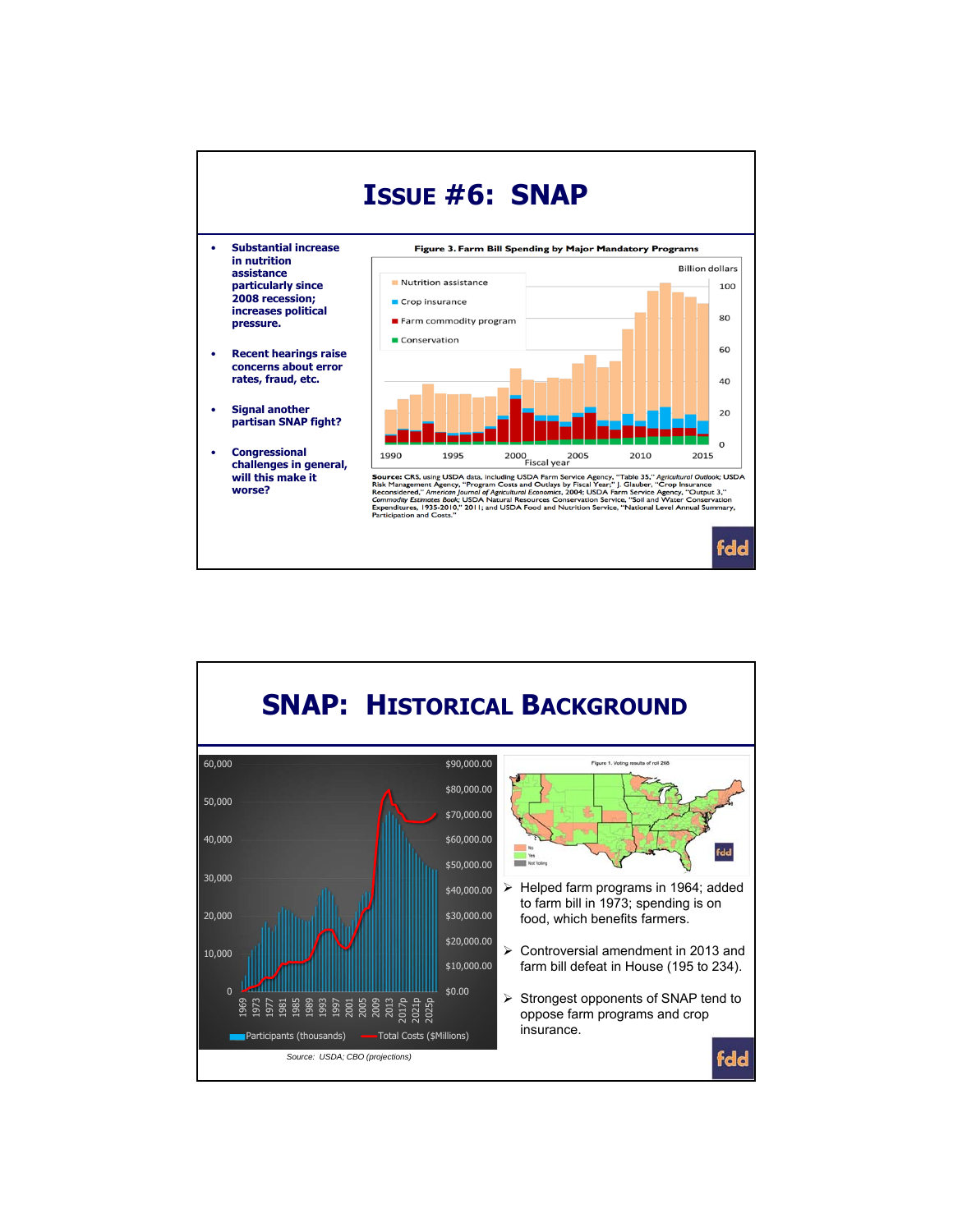# ISSUE #6: SNAP

- Substantial increase in nutrition assistance particularly since 2008 recession; increases political pressure.
- Recent hearings raise concerns about error rates, fraud, etc.
- Signal another partisan SNAP fight?
- Congressional challenges in general, will this make it worse?

**Figure 3. Farm Bill Spending by Major Mandatory Programs**

**Source:** CRS, using USDA data, including USDA Farm Service Agency, "Table 35," *Agricultural Outlook*; USDA Risk Management Agency, "Program Costs and Outlays by Fiscal Year;" J. Glauber, "Crop Insurance Reconsidered," *American Journal of Agricultural Economics*, 2004; USDA Farm Service Agency, "Output 3," *Commodity Estimates Book*; USDA Natural Resources Conservation Service, "Soil and Water Conservation Expenditures, 1935-2010," 2011; and USDA Food and Nutrition Service, "National Level Annual Summary, Participation and Costs."

# SNAP: HISTORICAL BACKGROUND

*Source: USDA; CBO (projections)*

- Helped farm programs in 1964; added to farm bill in 1973; spending is on food, which benefits farmers.
- Controversial amendment in 2013 and farm bill defeat in House (195 to 234).
- Strongest opponents of SNAP tend to oppose farm programs and crop insurance.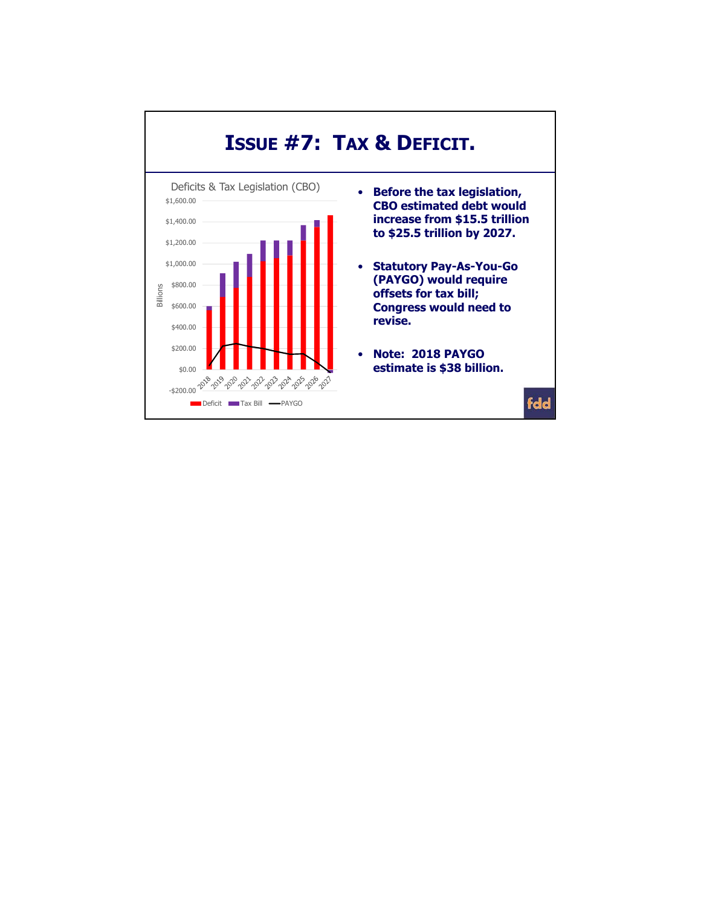# ISSUE #7: TAX & DEFICIT.

Deficits & Tax Legislation (CBO)

$1,600.00
$1,400.00
$1,200.00
$1,000.00
$800.00
$600.00
$400.00
$200.00
$0.00
-$200.00

Billions

2018 2019 2020 2021 2022 2023 2024 2025 2026 2027

Deficit Tax Bill PAYGO

- **Before the tax legislation, CBO estimated debt would increase from $15.5 trillion to $25.5 trillion by 2027.**
- **Statutory Pay-As-You-Go (PAYGO) would require offsets for tax bill; Congress would need to revise.**
- **Note: 2018 PAYGO estimate is $38 billion.**

fdd